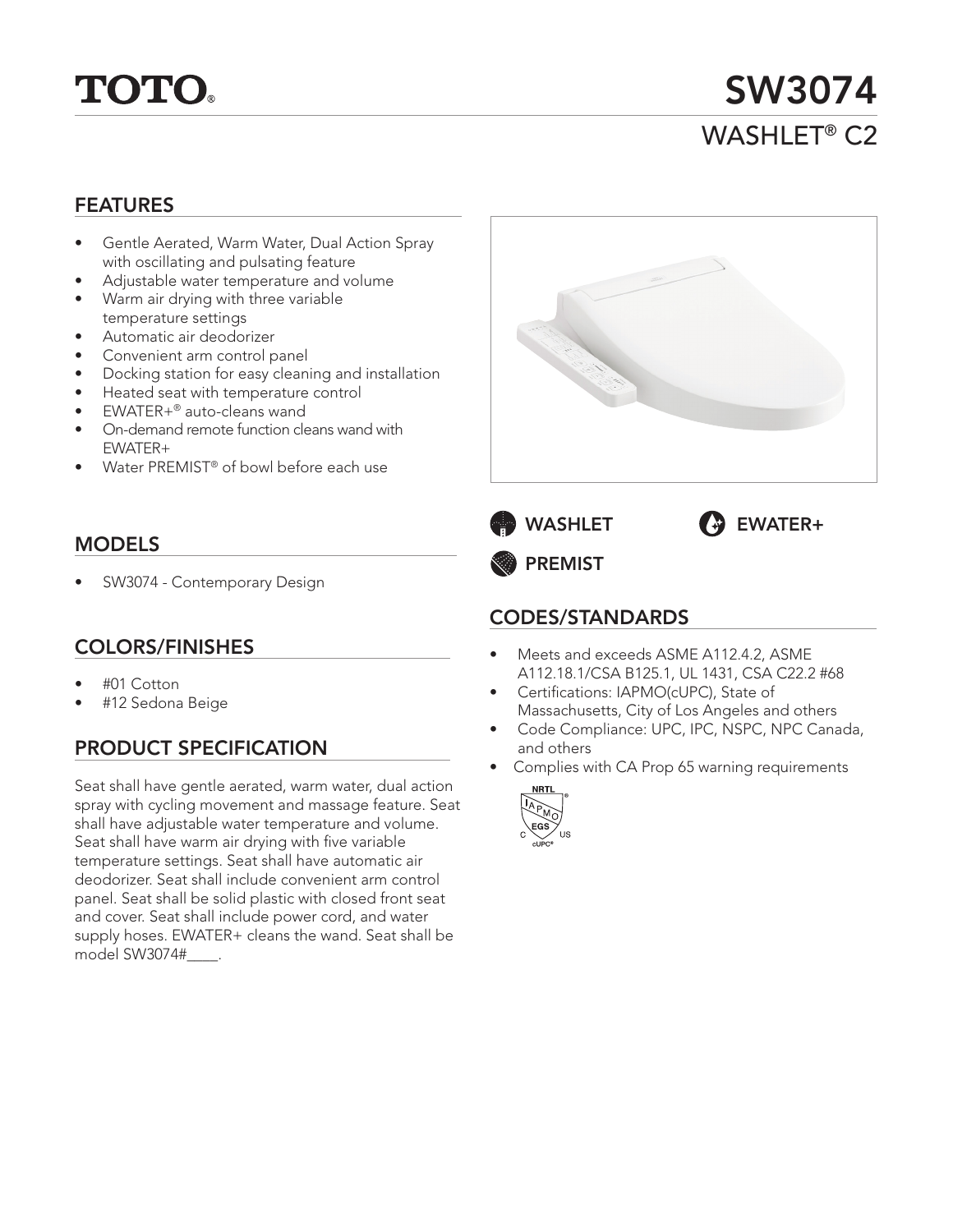# TOTO®

# SW3074

## WASHLET® C2

## FEATURES

- Gentle Aerated, Warm Water, Dual Action Spray with oscillating and pulsating feature
- Adjustable water temperature and volume
- Warm air drying with three variable temperature settings
- Automatic air deodorizer
- Convenient arm control panel
- Docking station for easy cleaning and installation
- Heated seat with temperature control
- EWATER+® auto-cleans wand
- On-demand remote function cleans wand with EWATER+
- Water PREMIST® of bowl before each use

WASHLET

EWATER+

PREMIST

## MODELS

- SW3074 - Contemporary Design

## COLORS/FINISHES

- #01 Cotton
- #12 Sedona Beige

## PRODUCT SPECIFICATION

Seat shall have gentle aerated, warm water, dual action spray with cycling movement and massage feature. Seat shall have adjustable water temperature and volume. Seat shall have warm air drying with five variable temperature settings. Seat shall have automatic air deodorizer. Seat shall include convenient arm control panel. Seat shall be solid plastic with closed front seat and cover. Seat shall include power cord, and water supply hoses. EWATER+ cleans the wand. Seat shall be model SW3074#____.

## CODES/STANDARDS

- Meets and exceeds ASME A112.4.2, ASME A112.18.1/CSA B125.1, UL 1431, CSA C22.2 #68
- Certifications: IAPMO(cUPC), State of Massachusetts, City of Los Angeles and others
- Code Compliance: UPC, IPC, NSPC, NPC Canada, and others
- Complies with CA Prop 65 warning requirements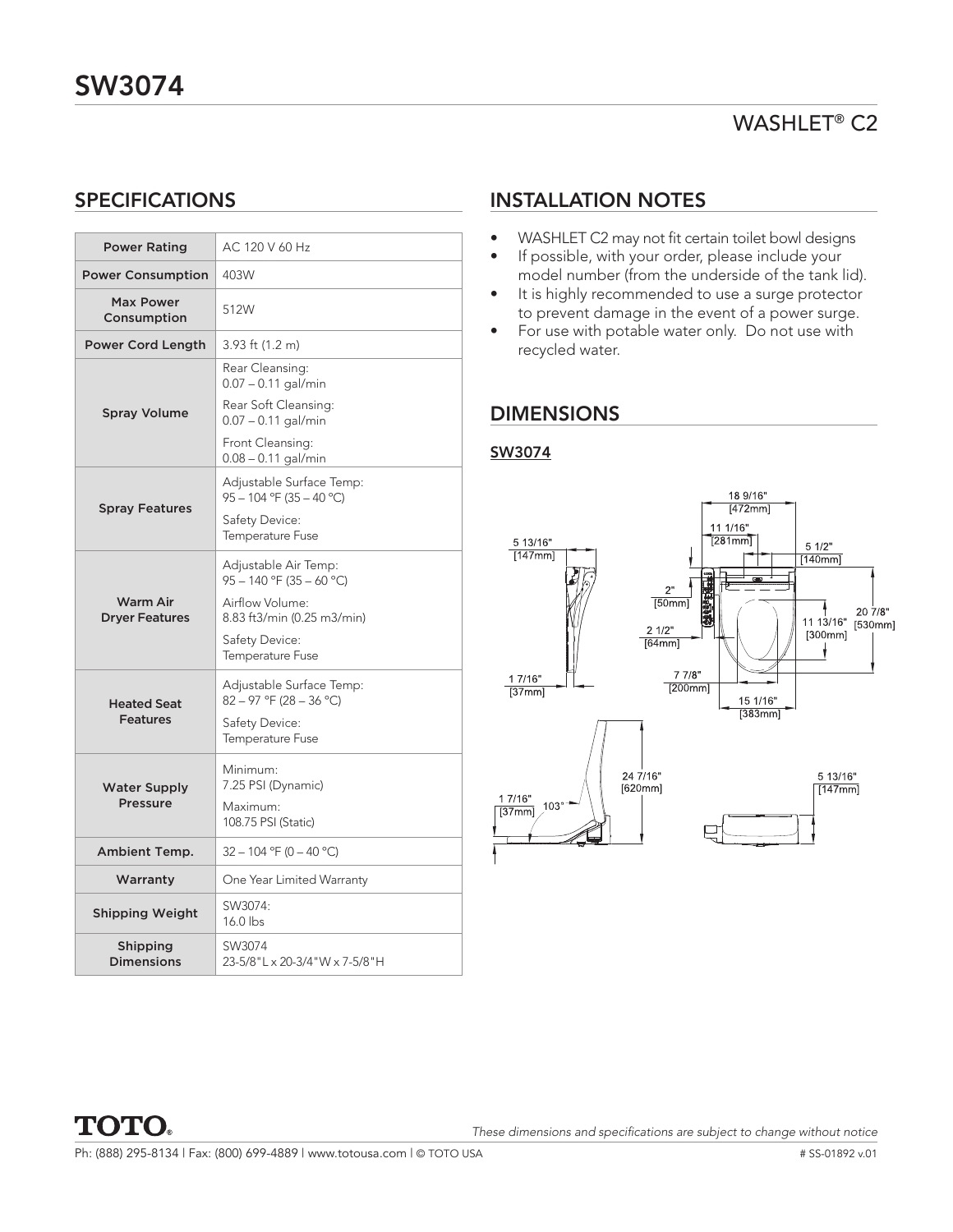# SW3074

## WASHLET® C2

## SPECIFICATIONS

| | |
|---|---|
| Power Rating | AC 120 V 60 Hz |
| Power Consumption | 403W |
| Max Power Consumption | 512W |
| Power Cord Length | 3.93 ft (1.2 m) |
| Spray Volume | Rear Cleansing: 0.07 – 0.11 gal/min<br>Rear Soft Cleansing: 0.07 – 0.11 gal/min<br>Front Cleansing: 0.08 – 0.11 gal/min |
| Spray Features | Adjustable Surface Temp: 95 – 104 °F (35 – 40 °C)<br>Safety Device: Temperature Fuse |
| Warm Air Dryer Features | Adjustable Air Temp: 95 – 140 °F (35 – 60 °C)<br>Airflow Volume: 8.83 ft3/min (0.25 m3/min)<br>Safety Device: Temperature Fuse |
| Heated Seat Features | Adjustable Surface Temp: 82 – 97 °F (28 – 36 °C)<br>Safety Device: Temperature Fuse |
| Water Supply Pressure | Minimum: 7.25 PSI (Dynamic)<br>Maximum: 108.75 PSI (Static) |
| Ambient Temp. | 32 – 104 °F (0 – 40 °C) |
| Warranty | One Year Limited Warranty |
| Shipping Weight | SW3074: 16.0 lbs |
| Shipping Dimensions | SW3074 23-5/8"L x 20-3/4"W x 7-5/8"H |

## INSTALLATION NOTES

- WASHLET C2 may not fit certain toilet bowl designs
- If possible, with your order, please include your model number (from the underside of the tank lid).
- It is highly recommended to use a surge protector to prevent damage in the event of a power surge.
- For use with potable water only. Do not use with recycled water.

## DIMENSIONS

**SW3074**

18 9/16" [472mm]
11 1/16" [281mm]
5 13/16" [147mm]
5 1/2" [140mm]
2" [50mm]
2 1/2" [64mm]
11 13/16" [300mm]
20 7/8" [530mm]
1 7/16" [37mm]
7 7/8" [200mm]
15 1/16" [383mm]
24 7/16" [620mm]
1 7/16" [37mm]
103°
5 13/16" [147mm]

*These dimensions and specifications are subject to change without notice*

Ph: (888) 295-8134 | Fax: (800) 699-4889 | www.totousa.com | © TOTO USA

# SS-01892 v.01